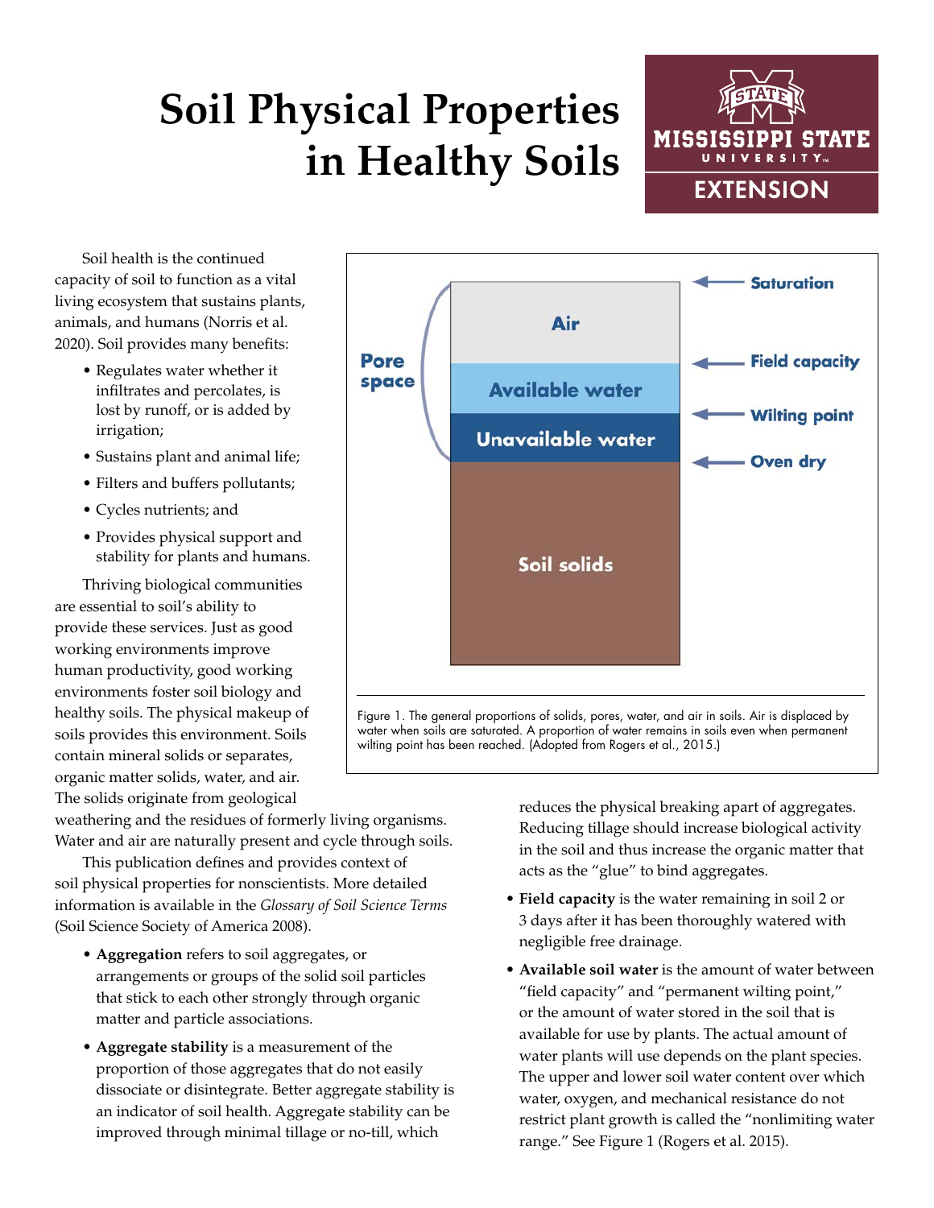# Soil Physical Properties in Healthy Soils

Soil health is the continued capacity of soil to function as a vital living ecosystem that sustains plants, animals, and humans (Norris et al. 2020). Soil provides many benefits:

- Regulates water whether it infiltrates and percolates, is lost by runoff, or is added by irrigation;
- Sustains plant and animal life;
- Filters and buffers pollutants;
- Cycles nutrients; and
- Provides physical support and stability for plants and humans.

Thriving biological communities are essential to soil's ability to provide these services. Just as good working environments improve human productivity, good working environments foster soil biology and healthy soils. The physical makeup of soils provides this environment. Soils contain mineral solids or separates, organic matter solids, water, and air. The solids originate from geological weathering and the residues of formerly living organisms. Water and air are naturally present and cycle through soils.

Figure 1. The general proportions of solids, pores, water, and air in soils. Air is displaced by water when soils are saturated. A proportion of water remains in soils even when permanent wilting point has been reached. (Adopted from Rogers et al., 2015.)

This publication defines and provides context of soil physical properties for nonscientists. More detailed information is available in the *Glossary of Soil Science Terms* (Soil Science Society of America 2008).

- **Aggregation** refers to soil aggregates, or arrangements or groups of the solid soil particles that stick to each other strongly through organic matter and particle associations.
- **Aggregate stability** is a measurement of the proportion of those aggregates that do not easily dissociate or disintegrate. Better aggregate stability is an indicator of soil health. Aggregate stability can be improved through minimal tillage or no-till, which reduces the physical breaking apart of aggregates. Reducing tillage should increase biological activity in the soil and thus increase the organic matter that acts as the "glue" to bind aggregates.
- **Field capacity** is the water remaining in soil 2 or 3 days after it has been thoroughly watered with negligible free drainage.
- **Available soil water** is the amount of water between "field capacity" and "permanent wilting point," or the amount of water stored in the soil that is available for use by plants. The actual amount of water plants will use depends on the plant species. The upper and lower soil water content over which water, oxygen, and mechanical resistance do not restrict plant growth is called the "nonlimiting water range." See Figure 1 (Rogers et al. 2015).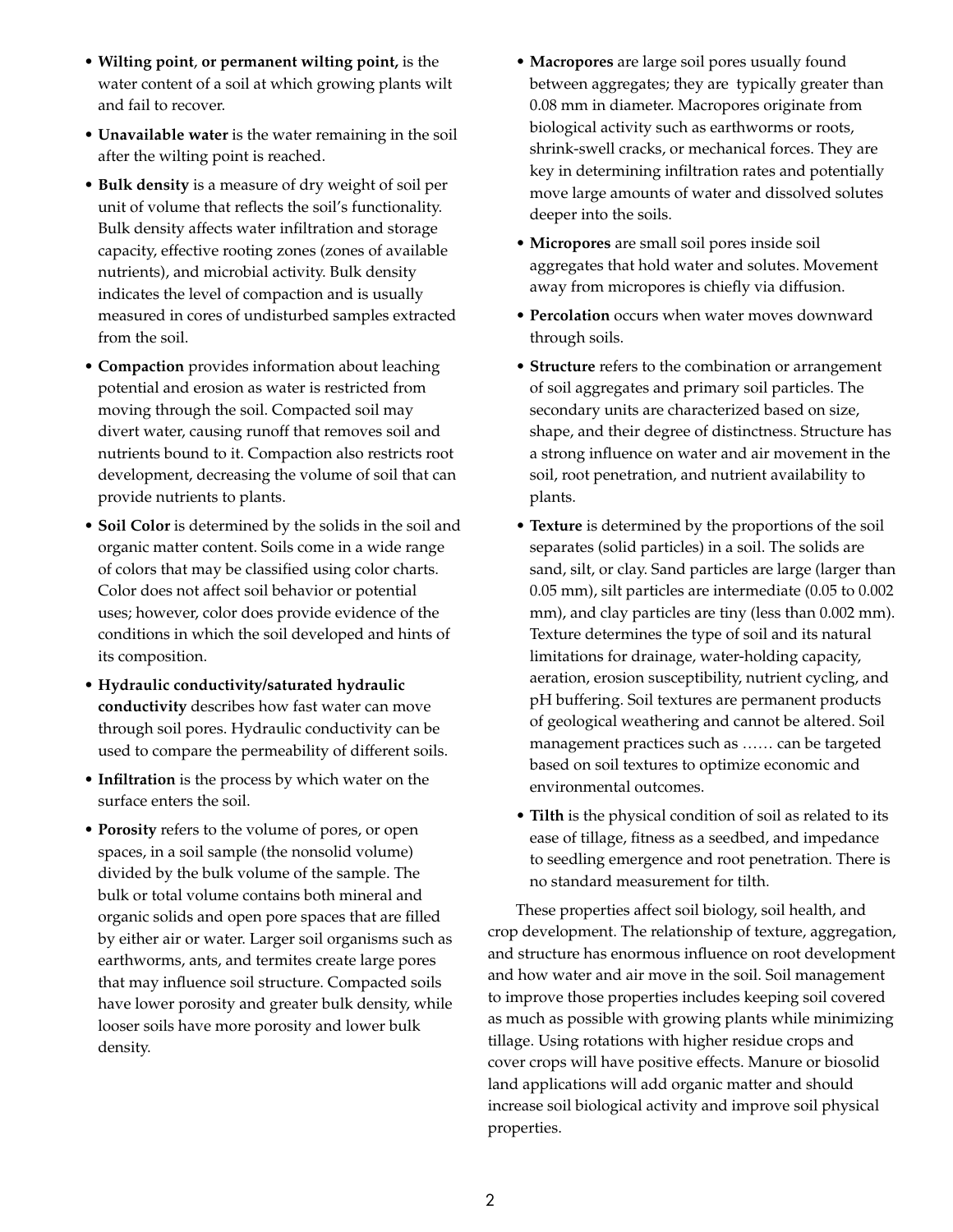- **Wilting point**, **or permanent wilting point,** is the water content of a soil at which growing plants wilt and fail to recover.
- **Unavailable water** is the water remaining in the soil after the wilting point is reached.
- **Bulk density** is a measure of dry weight of soil per unit of volume that reflects the soil's functionality. Bulk density affects water infiltration and storage capacity, effective rooting zones (zones of available nutrients), and microbial activity. Bulk density indicates the level of compaction and is usually measured in cores of undisturbed samples extracted from the soil.
- **Compaction** provides information about leaching potential and erosion as water is restricted from moving through the soil. Compacted soil may divert water, causing runoff that removes soil and nutrients bound to it. Compaction also restricts root development, decreasing the volume of soil that can provide nutrients to plants.
- **Soil Color** is determined by the solids in the soil and organic matter content. Soils come in a wide range of colors that may be classified using color charts. Color does not affect soil behavior or potential uses; however, color does provide evidence of the conditions in which the soil developed and hints of its composition.
- **Hydraulic conductivity/saturated hydraulic conductivity** describes how fast water can move through soil pores. Hydraulic conductivity can be used to compare the permeability of different soils.
- **Infiltration** is the process by which water on the surface enters the soil.
- **Porosity** refers to the volume of pores, or open spaces, in a soil sample (the nonsolid volume) divided by the bulk volume of the sample. The bulk or total volume contains both mineral and organic solids and open pore spaces that are filled by either air or water. Larger soil organisms such as earthworms, ants, and termites create large pores that may influence soil structure. Compacted soils have lower porosity and greater bulk density, while looser soils have more porosity and lower bulk density.
- **Macropores** are large soil pores usually found between aggregates; they are typically greater than 0.08 mm in diameter. Macropores originate from biological activity such as earthworms or roots, shrink-swell cracks, or mechanical forces. They are key in determining infiltration rates and potentially move large amounts of water and dissolved solutes deeper into the soils.
- **Micropores** are small soil pores inside soil aggregates that hold water and solutes. Movement away from micropores is chiefly via diffusion.
- **Percolation** occurs when water moves downward through soils.
- **Structure** refers to the combination or arrangement of soil aggregates and primary soil particles. The secondary units are characterized based on size, shape, and their degree of distinctness. Structure has a strong influence on water and air movement in the soil, root penetration, and nutrient availability to plants.
- **Texture** is determined by the proportions of the soil separates (solid particles) in a soil. The solids are sand, silt, or clay. Sand particles are large (larger than 0.05 mm), silt particles are intermediate (0.05 to 0.002 mm), and clay particles are tiny (less than 0.002 mm). Texture determines the type of soil and its natural limitations for drainage, water-holding capacity, aeration, erosion susceptibility, nutrient cycling, and pH buffering. Soil textures are permanent products of geological weathering and cannot be altered. Soil management practices such as …… can be targeted based on soil textures to optimize economic and environmental outcomes.
- **Tilth** is the physical condition of soil as related to its ease of tillage, fitness as a seedbed, and impedance to seedling emergence and root penetration. There is no standard measurement for tilth.

These properties affect soil biology, soil health, and crop development. The relationship of texture, aggregation, and structure has enormous influence on root development and how water and air move in the soil. Soil management to improve those properties includes keeping soil covered as much as possible with growing plants while minimizing tillage. Using rotations with higher residue crops and cover crops will have positive effects. Manure or biosolid land applications will add organic matter and should increase soil biological activity and improve soil physical properties.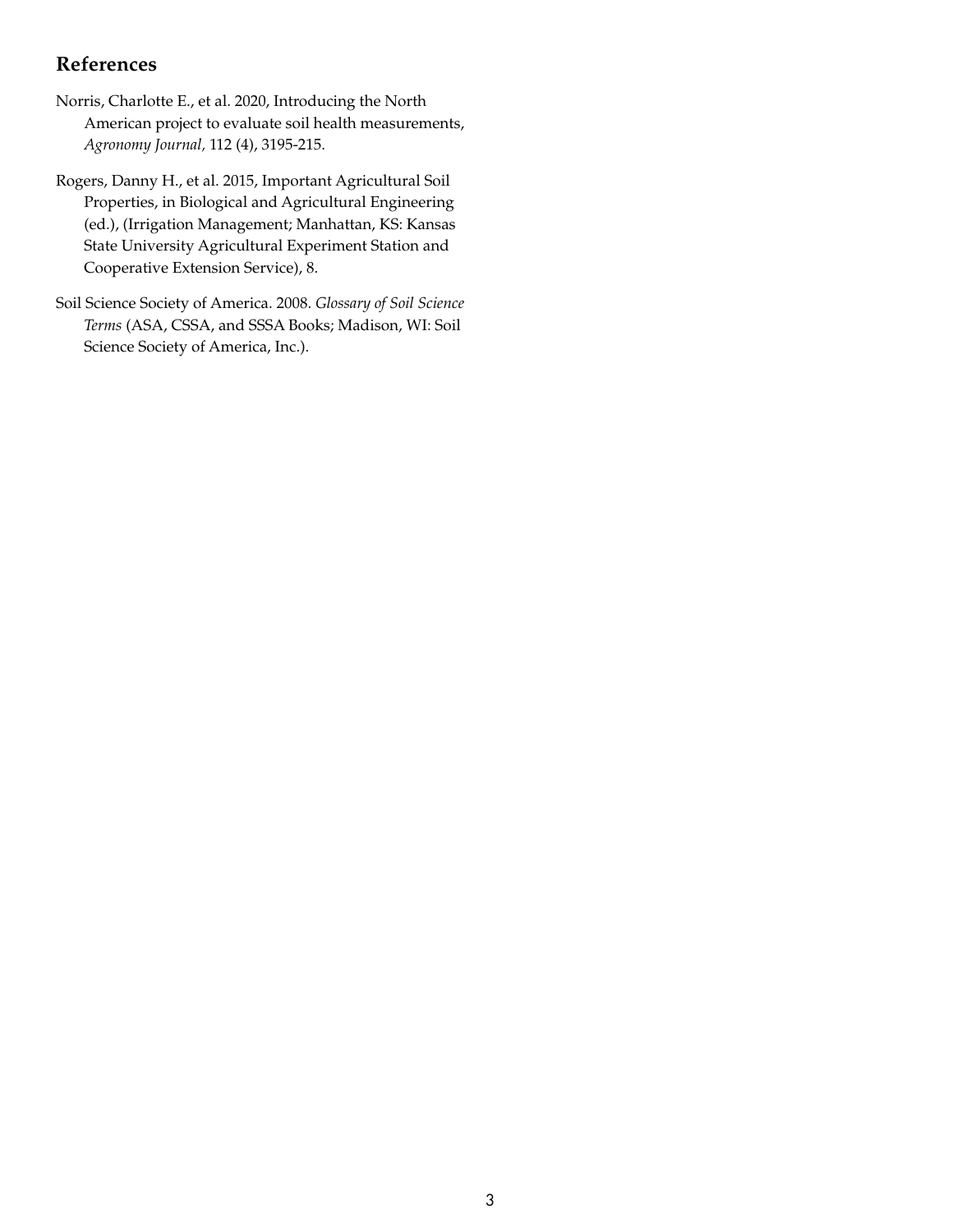## References

Norris, Charlotte E., et al. 2020, Introducing the North American project to evaluate soil health measurements, *Agronomy Journal,* 112 (4), 3195-215.

Rogers, Danny H., et al. 2015, Important Agricultural Soil Properties, in Biological and Agricultural Engineering (ed.), (Irrigation Management; Manhattan, KS: Kansas State University Agricultural Experiment Station and Cooperative Extension Service), 8.

Soil Science Society of America. 2008. *Glossary of Soil Science Terms* (ASA, CSSA, and SSSA Books; Madison, WI: Soil Science Society of America, Inc.).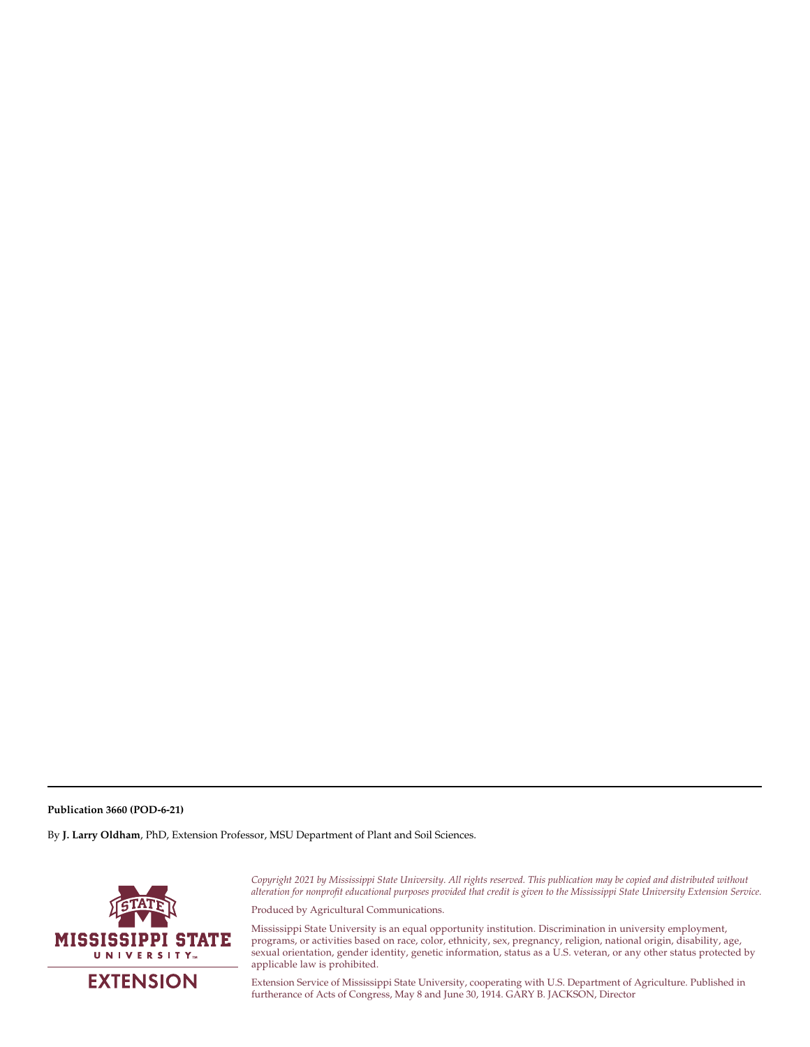**Publication 3660 (POD-6-21)**

By **J. Larry Oldham**, PhD, Extension Professor, MSU Department of Plant and Soil Sciences.

MISSISSIPPI STATE UNIVERSITY™ EXTENSION

*Copyright 2021 by Mississippi State University. All rights reserved. This publication may be copied and distributed without alteration for nonprofit educational purposes provided that credit is given to the Mississippi State University Extension Service.*

Produced by Agricultural Communications.

Mississippi State University is an equal opportunity institution. Discrimination in university employment, programs, or activities based on race, color, ethnicity, sex, pregnancy, religion, national origin, disability, age, sexual orientation, gender identity, genetic information, status as a U.S. veteran, or any other status protected by applicable law is prohibited.

Extension Service of Mississippi State University, cooperating with U.S. Department of Agriculture. Published in furtherance of Acts of Congress, May 8 and June 30, 1914. GARY B. JACKSON, Director